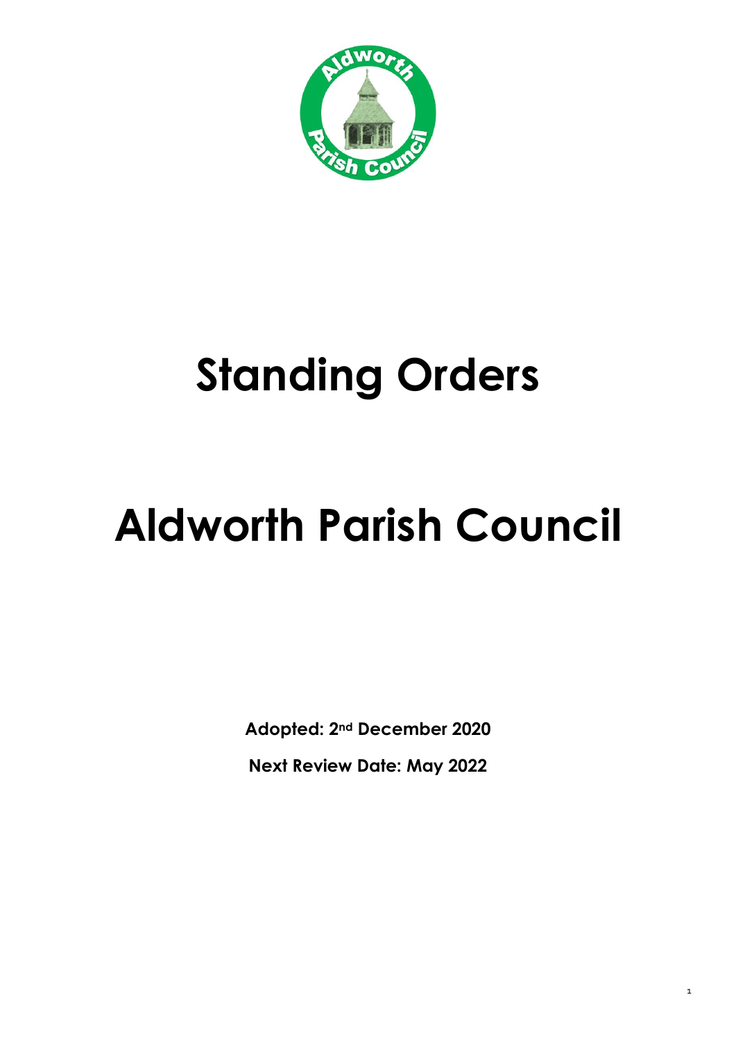# Standing Orders

# Aldworth Parish Council

**Adopted: 2nd December 2020**

**Next Review Date: May 2022**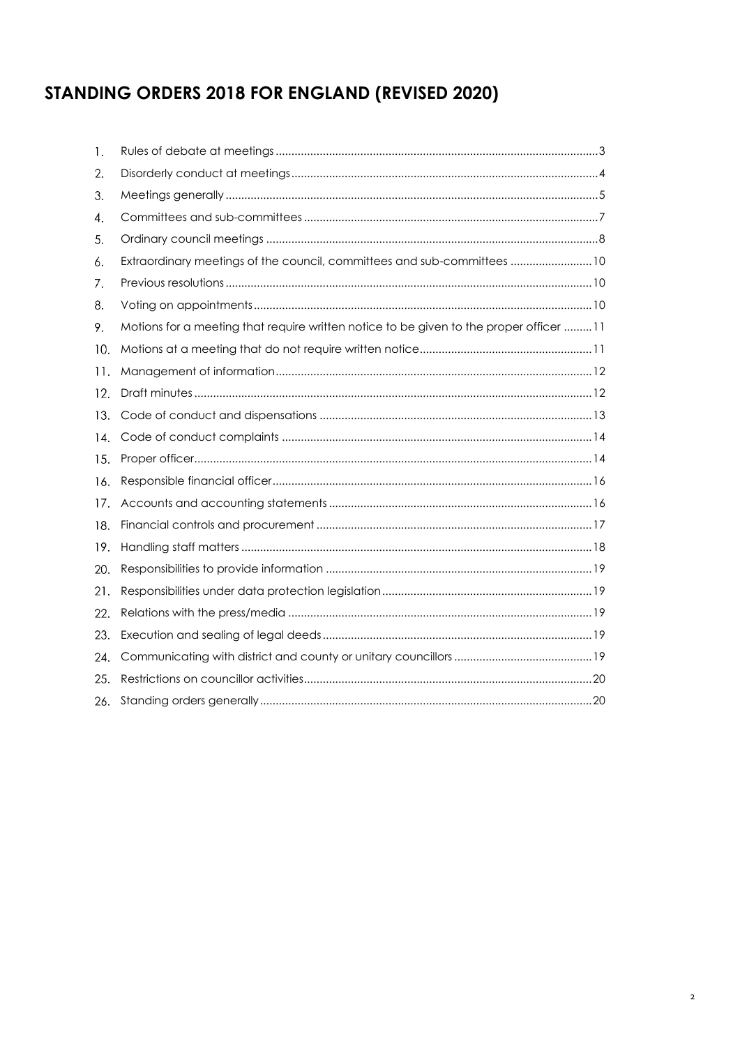# STANDING ORDERS 2018 FOR ENGLAND (REVISED 2020)

1. Rules of debate at meetings ........ 3
2. Disorderly conduct at meetings ........ 4
3. Meetings generally ........ 5
4. Committees and sub-committees ........ 7
5. Ordinary council meetings ........ 8
6. Extraordinary meetings of the council, committees and sub-committees ........ 10
7. Previous resolutions ........ 10
8. Voting on appointments ........ 10
9. Motions for a meeting that require written notice to be given to the proper officer ........ 11
10. Motions at a meeting that do not require written notice ........ 11
11. Management of information ........ 12
12. Draft minutes ........ 12
13. Code of conduct and dispensations ........ 13
14. Code of conduct complaints ........ 14
15. Proper officer ........ 14
16. Responsible financial officer ........ 16
17. Accounts and accounting statements ........ 16
18. Financial controls and procurement ........ 17
19. Handling staff matters ........ 18
20. Responsibilities to provide information ........ 19
21. Responsibilities under data protection legislation ........ 19
22. Relations with the press/media ........ 19
23. Execution and sealing of legal deeds ........ 19
24. Communicating with district and county or unitary councillors ........ 19
25. Restrictions on councillor activities ........ 20
26. Standing orders generally ........ 20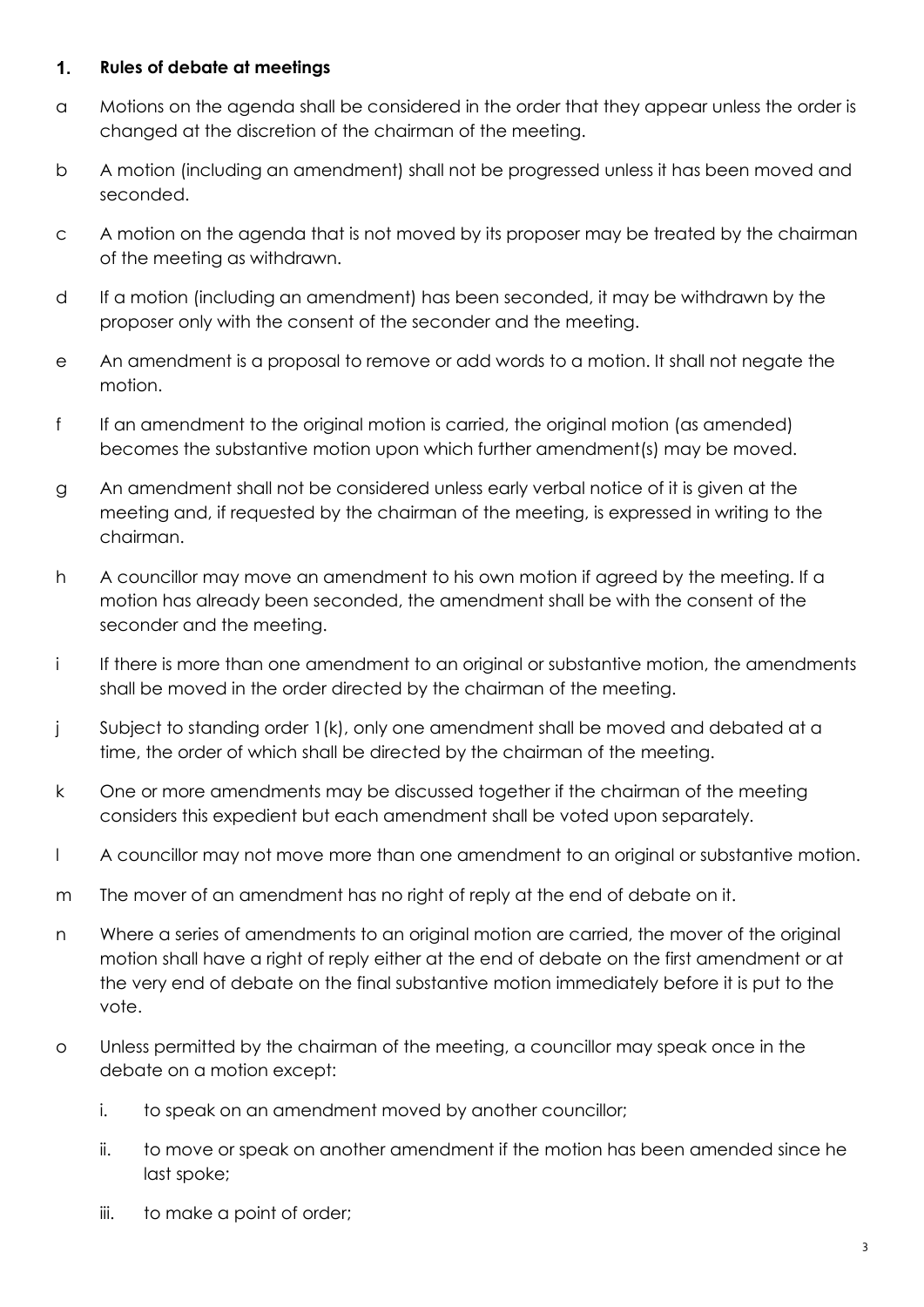## 1. Rules of debate at meetings

a Motions on the agenda shall be considered in the order that they appear unless the order is changed at the discretion of the chairman of the meeting.

b A motion (including an amendment) shall not be progressed unless it has been moved and seconded.

c A motion on the agenda that is not moved by its proposer may be treated by the chairman of the meeting as withdrawn.

d If a motion (including an amendment) has been seconded, it may be withdrawn by the proposer only with the consent of the seconder and the meeting.

e An amendment is a proposal to remove or add words to a motion. It shall not negate the motion.

f If an amendment to the original motion is carried, the original motion (as amended) becomes the substantive motion upon which further amendment(s) may be moved.

g An amendment shall not be considered unless early verbal notice of it is given at the meeting and, if requested by the chairman of the meeting, is expressed in writing to the chairman.

h A councillor may move an amendment to his own motion if agreed by the meeting. If a motion has already been seconded, the amendment shall be with the consent of the seconder and the meeting.

i If there is more than one amendment to an original or substantive motion, the amendments shall be moved in the order directed by the chairman of the meeting.

j Subject to standing order 1(k), only one amendment shall be moved and debated at a time, the order of which shall be directed by the chairman of the meeting.

k One or more amendments may be discussed together if the chairman of the meeting considers this expedient but each amendment shall be voted upon separately.

l A councillor may not move more than one amendment to an original or substantive motion.

m The mover of an amendment has no right of reply at the end of debate on it.

n Where a series of amendments to an original motion are carried, the mover of the original motion shall have a right of reply either at the end of debate on the first amendment or at the very end of debate on the final substantive motion immediately before it is put to the vote.

o Unless permitted by the chairman of the meeting, a councillor may speak once in the debate on a motion except:

   i. to speak on an amendment moved by another councillor;

   ii. to move or speak on another amendment if the motion has been amended since he last spoke;

   iii. to make a point of order;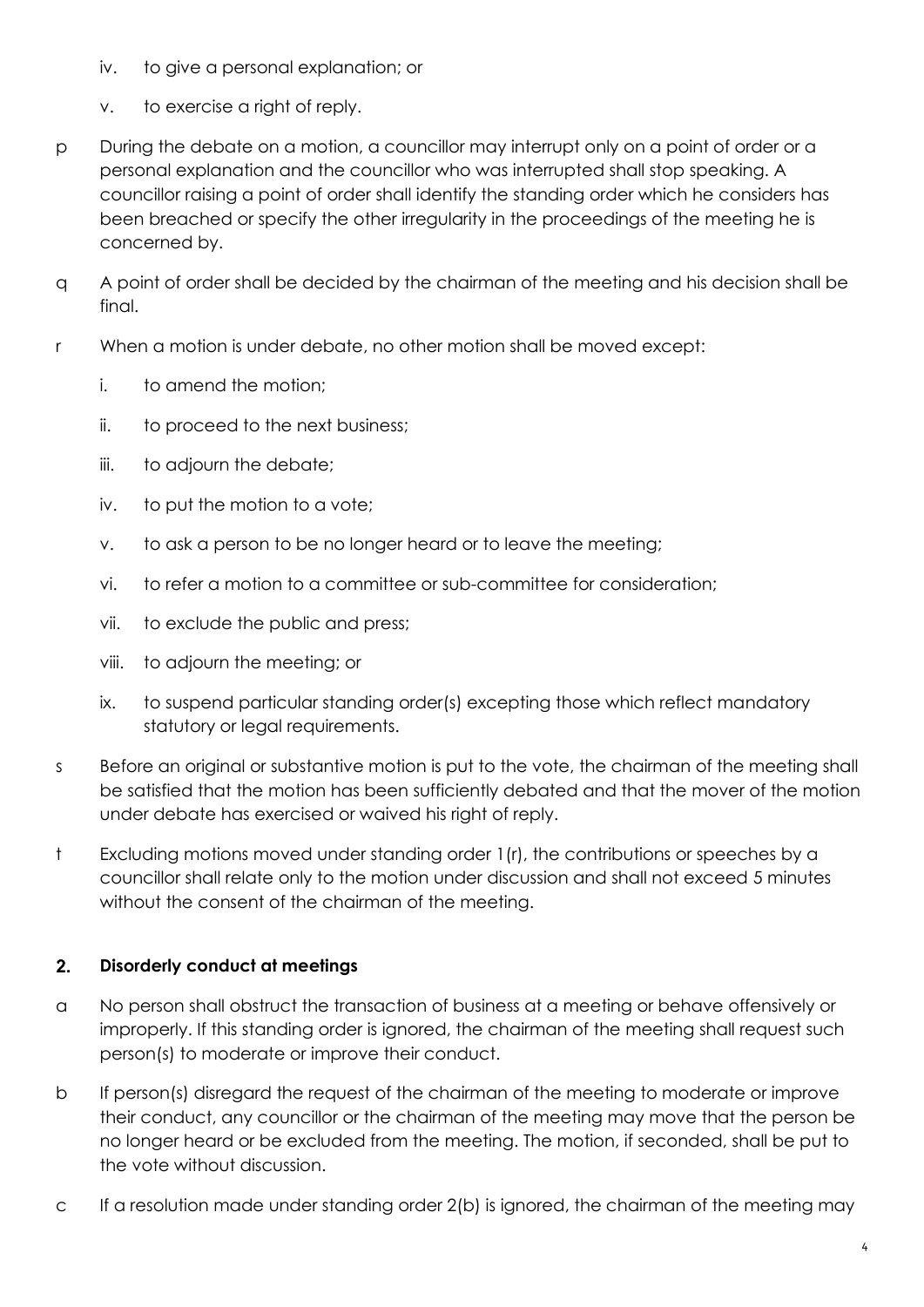iv. to give a personal explanation; or

v. to exercise a right of reply.

p During the debate on a motion, a councillor may interrupt only on a point of order or a personal explanation and the councillor who was interrupted shall stop speaking. A councillor raising a point of order shall identify the standing order which he considers has been breached or specify the other irregularity in the proceedings of the meeting he is concerned by.

q A point of order shall be decided by the chairman of the meeting and his decision shall be final.

r When a motion is under debate, no other motion shall be moved except:

i. to amend the motion;

ii. to proceed to the next business;

iii. to adjourn the debate;

iv. to put the motion to a vote;

v. to ask a person to be no longer heard or to leave the meeting;

vi. to refer a motion to a committee or sub-committee for consideration;

vii. to exclude the public and press;

viii. to adjourn the meeting; or

ix. to suspend particular standing order(s) excepting those which reflect mandatory statutory or legal requirements.

s Before an original or substantive motion is put to the vote, the chairman of the meeting shall be satisfied that the motion has been sufficiently debated and that the mover of the motion under debate has exercised or waived his right of reply.

t Excluding motions moved under standing order 1(r), the contributions or speeches by a councillor shall relate only to the motion under discussion and shall not exceed 5 minutes without the consent of the chairman of the meeting.

## 2. Disorderly conduct at meetings

a No person shall obstruct the transaction of business at a meeting or behave offensively or improperly. If this standing order is ignored, the chairman of the meeting shall request such person(s) to moderate or improve their conduct.

b If person(s) disregard the request of the chairman of the meeting to moderate or improve their conduct, any councillor or the chairman of the meeting may move that the person be no longer heard or be excluded from the meeting. The motion, if seconded, shall be put to the vote without discussion.

c If a resolution made under standing order 2(b) is ignored, the chairman of the meeting may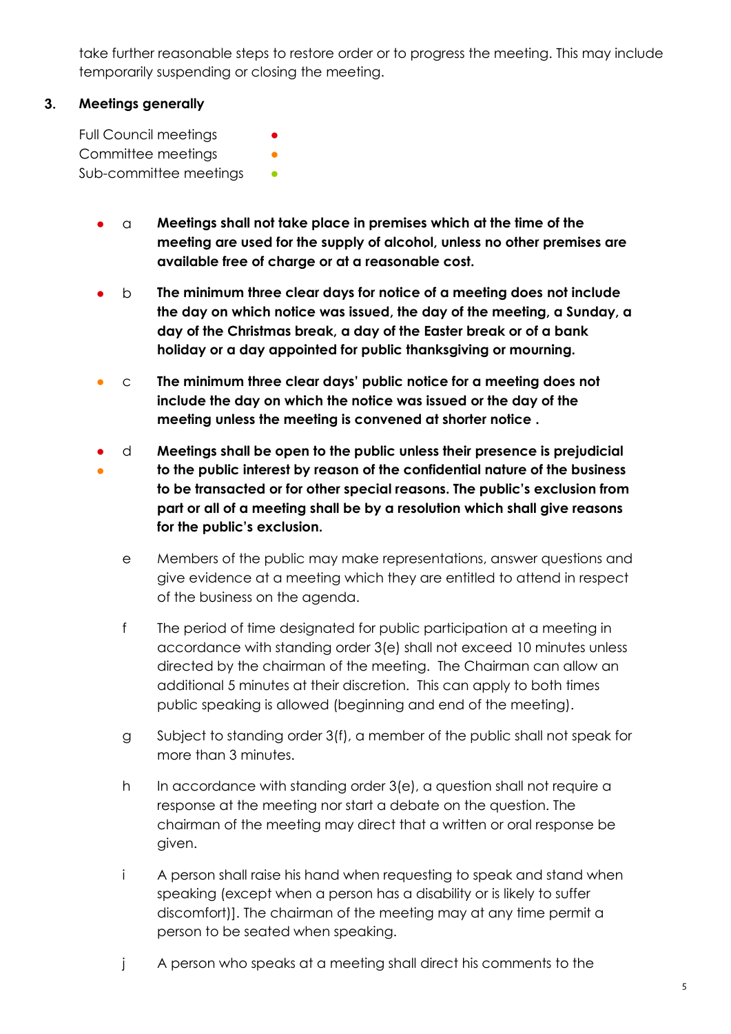take further reasonable steps to restore order or to progress the meeting. This may include temporarily suspending or closing the meeting.

## 3. Meetings generally

Full Council meetings ●
Committee meetings ●
Sub-committee meetings ●

- ● a **Meetings shall not take place in premises which at the time of the meeting are used for the supply of alcohol, unless no other premises are available free of charge or at a reasonable cost.**

- ● b **The minimum three clear days for notice of a meeting does not include the day on which notice was issued, the day of the meeting, a Sunday, a day of the Christmas break, a day of the Easter break or of a bank holiday or a day appointed for public thanksgiving or mourning.**

- ● c **The minimum three clear days' public notice for a meeting does not include the day on which the notice was issued or the day of the meeting unless the meeting is convened at shorter notice .**

- ● ● d **Meetings shall be open to the public unless their presence is prejudicial to the public interest by reason of the confidential nature of the business to be transacted or for other special reasons. The public's exclusion from part or all of a meeting shall be by a resolution which shall give reasons for the public's exclusion.**

- e Members of the public may make representations, answer questions and give evidence at a meeting which they are entitled to attend in respect of the business on the agenda.

- f The period of time designated for public participation at a meeting in accordance with standing order 3(e) shall not exceed 10 minutes unless directed by the chairman of the meeting. The Chairman can allow an additional 5 minutes at their discretion. This can apply to both times public speaking is allowed (beginning and end of the meeting).

- g Subject to standing order 3(f), a member of the public shall not speak for more than 3 minutes.

- h In accordance with standing order 3(e), a question shall not require a response at the meeting nor start a debate on the question. The chairman of the meeting may direct that a written or oral response be given.

- i A person shall raise his hand when requesting to speak and stand when speaking (except when a person has a disability or is likely to suffer discomfort)]. The chairman of the meeting may at any time permit a person to be seated when speaking.

- j A person who speaks at a meeting shall direct his comments to the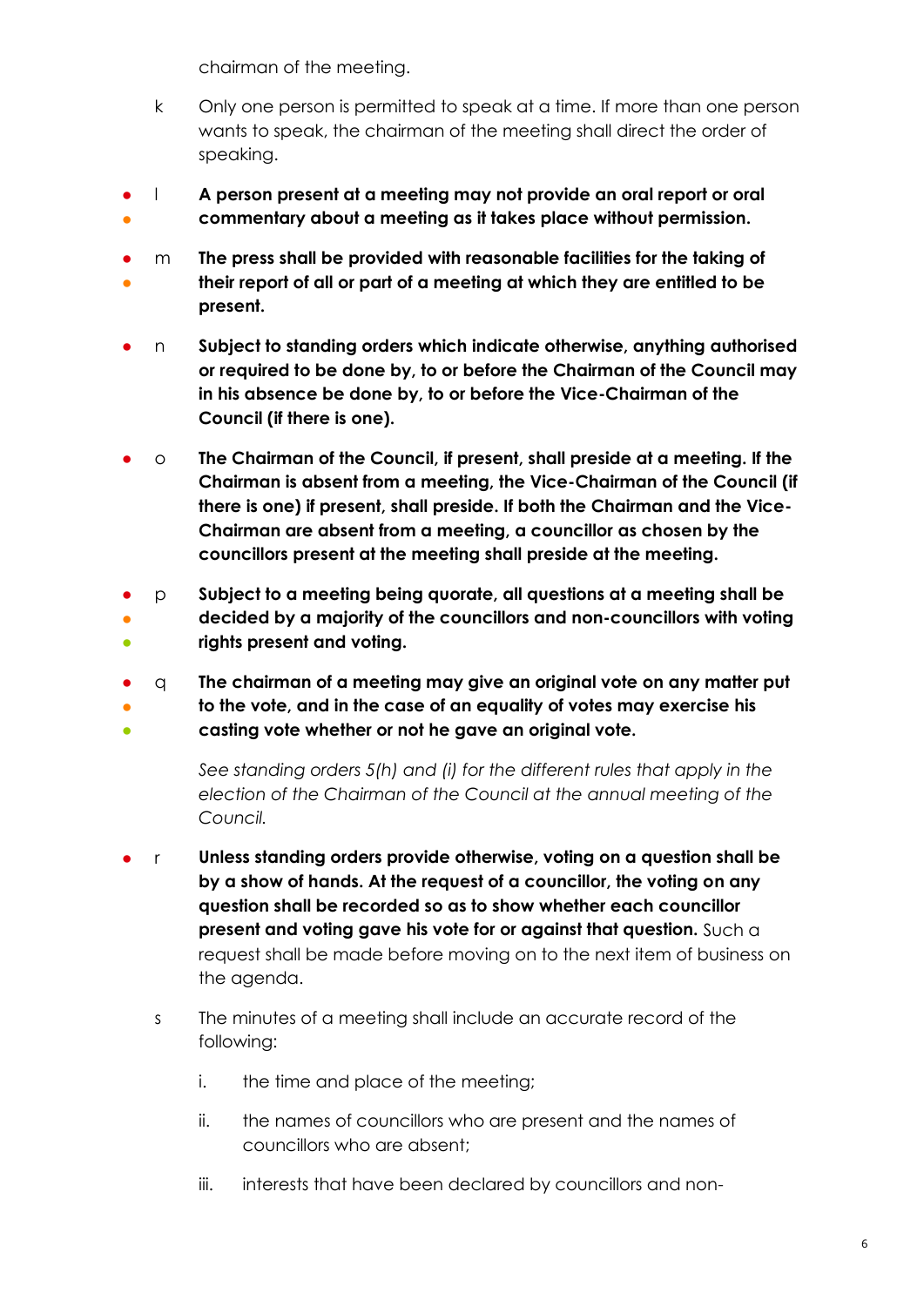chairman of the meeting.

k Only one person is permitted to speak at a time. If more than one person wants to speak, the chairman of the meeting shall direct the order of speaking.

l **A person present at a meeting may not provide an oral report or oral commentary about a meeting as it takes place without permission.**

m **The press shall be provided with reasonable facilities for the taking of their report of all or part of a meeting at which they are entitled to be present.**

n **Subject to standing orders which indicate otherwise, anything authorised or required to be done by, to or before the Chairman of the Council may in his absence be done by, to or before the Vice-Chairman of the Council (if there is one).**

o **The Chairman of the Council, if present, shall preside at a meeting. If the Chairman is absent from a meeting, the Vice-Chairman of the Council (if there is one) if present, shall preside. If both the Chairman and the Vice-Chairman are absent from a meeting, a councillor as chosen by the councillors present at the meeting shall preside at the meeting.**

p **Subject to a meeting being quorate, all questions at a meeting shall be decided by a majority of the councillors and non-councillors with voting rights present and voting.**

q **The chairman of a meeting may give an original vote on any matter put to the vote, and in the case of an equality of votes may exercise his casting vote whether or not he gave an original vote.**

*See standing orders 5(h) and (i) for the different rules that apply in the election of the Chairman of the Council at the annual meeting of the Council.*

r **Unless standing orders provide otherwise, voting on a question shall be by a show of hands. At the request of a councillor, the voting on any question shall be recorded so as to show whether each councillor present and voting gave his vote for or against that question.** Such a request shall be made before moving on to the next item of business on the agenda.

s The minutes of a meeting shall include an accurate record of the following:

i. the time and place of the meeting;

ii. the names of councillors who are present and the names of councillors who are absent;

iii. interests that have been declared by councillors and non-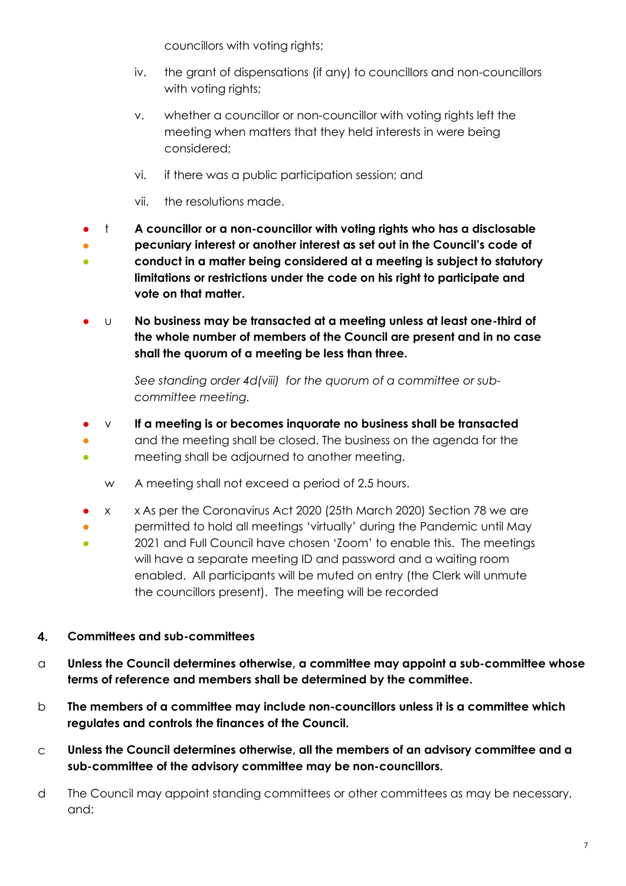councillors with voting rights;

iv. the grant of dispensations (if any) to councillors and non-councillors with voting rights;

v. whether a councillor or non-councillor with voting rights left the meeting when matters that they held interests in were being considered;

vi. if there was a public participation session; and

vii. the resolutions made.

t **A councillor or a non-councillor with voting rights who has a disclosable pecuniary interest or another interest as set out in the Council's code of conduct in a matter being considered at a meeting is subject to statutory limitations or restrictions under the code on his right to participate and vote on that matter.**

u **No business may be transacted at a meeting unless at least one-third of the whole number of members of the Council are present and in no case shall the quorum of a meeting be less than three.**

*See standing order 4d(viii) for the quorum of a committee or sub-committee meeting.*

v **If a meeting is or becomes inquorate no business shall be transacted** and the meeting shall be closed. The business on the agenda for the meeting shall be adjourned to another meeting.

w A meeting shall not exceed a period of 2.5 hours.

x x As per the Coronavirus Act 2020 (25th March 2020) Section 78 we are permitted to hold all meetings 'virtually' during the Pandemic until May 2021 and Full Council have chosen 'Zoom' to enable this. The meetings will have a separate meeting ID and password and a waiting room enabled. All participants will be muted on entry (the Clerk will unmute the councillors present). The meeting will be recorded

## 4. Committees and sub-committees

a **Unless the Council determines otherwise, a committee may appoint a sub-committee whose terms of reference and members shall be determined by the committee.**

b **The members of a committee may include non-councillors unless it is a committee which regulates and controls the finances of the Council.**

c **Unless the Council determines otherwise, all the members of an advisory committee and a sub-committee of the advisory committee may be non-councillors.**

d The Council may appoint standing committees or other committees as may be necessary, and: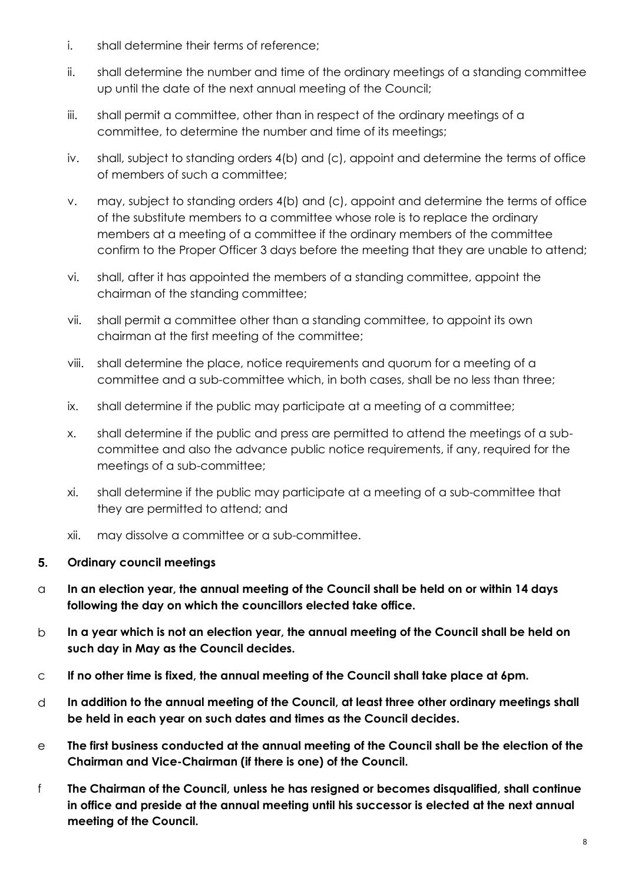- i. shall determine their terms of reference;
- ii. shall determine the number and time of the ordinary meetings of a standing committee up until the date of the next annual meeting of the Council;
- iii. shall permit a committee, other than in respect of the ordinary meetings of a committee, to determine the number and time of its meetings;
- iv. shall, subject to standing orders 4(b) and (c), appoint and determine the terms of office of members of such a committee;
- v. may, subject to standing orders 4(b) and (c), appoint and determine the terms of office of the substitute members to a committee whose role is to replace the ordinary members at a meeting of a committee if the ordinary members of the committee confirm to the Proper Officer 3 days before the meeting that they are unable to attend;
- vi. shall, after it has appointed the members of a standing committee, appoint the chairman of the standing committee;
- vii. shall permit a committee other than a standing committee, to appoint its own chairman at the first meeting of the committee;
- viii. shall determine the place, notice requirements and quorum for a meeting of a committee and a sub-committee which, in both cases, shall be no less than three;
- ix. shall determine if the public may participate at a meeting of a committee;
- x. shall determine if the public and press are permitted to attend the meetings of a sub-committee and also the advance public notice requirements, if any, required for the meetings of a sub-committee;
- xi. shall determine if the public may participate at a meeting of a sub-committee that they are permitted to attend; and
- xii. may dissolve a committee or a sub-committee.

## 5. Ordinary council meetings

- a **In an election year, the annual meeting of the Council shall be held on or within 14 days following the day on which the councillors elected take office.**
- b **In a year which is not an election year, the annual meeting of the Council shall be held on such day in May as the Council decides.**
- c **If no other time is fixed, the annual meeting of the Council shall take place at 6pm.**
- d **In addition to the annual meeting of the Council, at least three other ordinary meetings shall be held in each year on such dates and times as the Council decides.**
- e **The first business conducted at the annual meeting of the Council shall be the election of the Chairman and Vice-Chairman (if there is one) of the Council.**
- f **The Chairman of the Council, unless he has resigned or becomes disqualified, shall continue in office and preside at the annual meeting until his successor is elected at the next annual meeting of the Council.**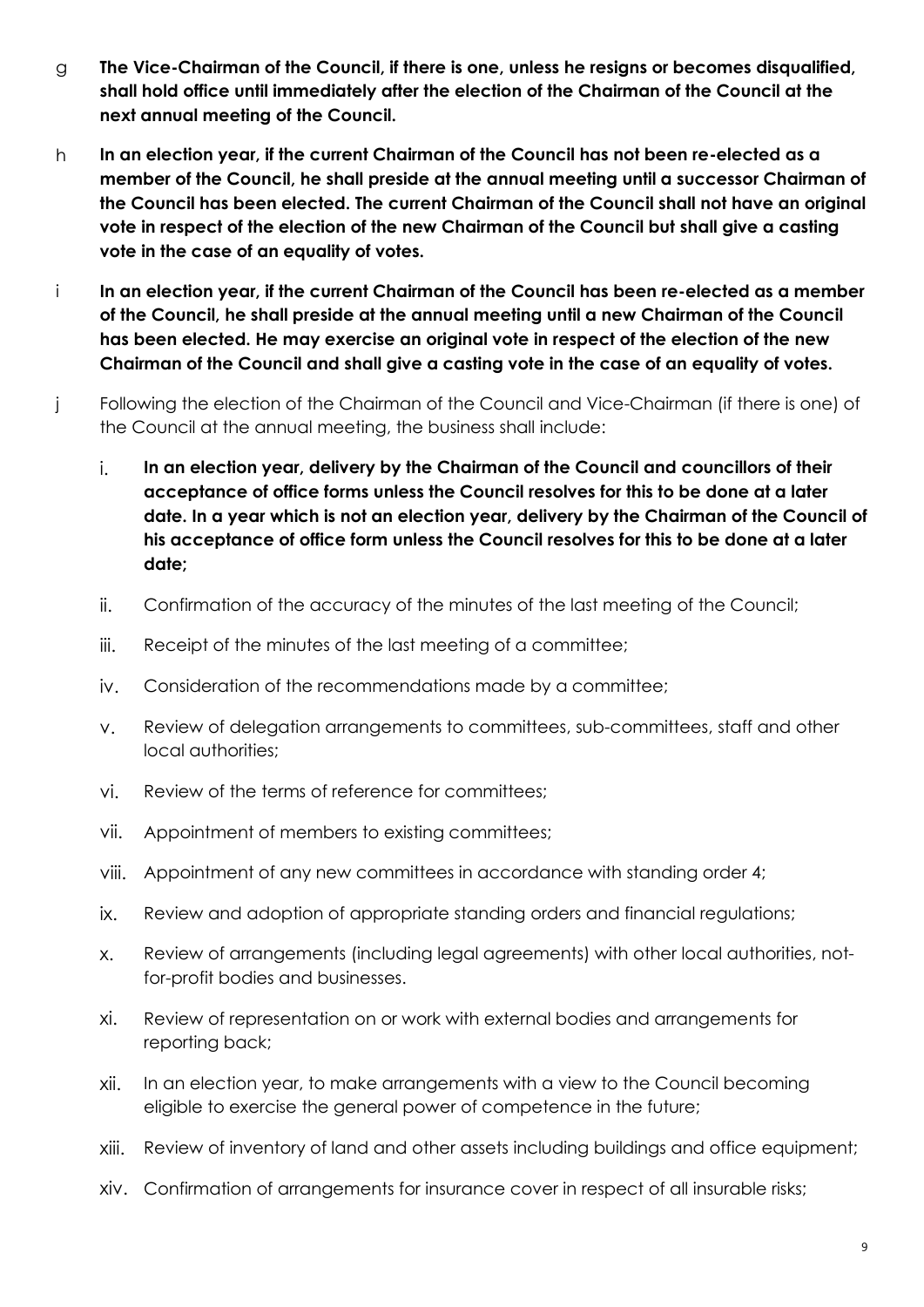g **The Vice-Chairman of the Council, if there is one, unless he resigns or becomes disqualified, shall hold office until immediately after the election of the Chairman of the Council at the next annual meeting of the Council.**

h **In an election year, if the current Chairman of the Council has not been re-elected as a member of the Council, he shall preside at the annual meeting until a successor Chairman of the Council has been elected. The current Chairman of the Council shall not have an original vote in respect of the election of the new Chairman of the Council but shall give a casting vote in the case of an equality of votes.**

i **In an election year, if the current Chairman of the Council has been re-elected as a member of the Council, he shall preside at the annual meeting until a new Chairman of the Council has been elected. He may exercise an original vote in respect of the election of the new Chairman of the Council and shall give a casting vote in the case of an equality of votes.**

j Following the election of the Chairman of the Council and Vice-Chairman (if there is one) of the Council at the annual meeting, the business shall include:

i. **In an election year, delivery by the Chairman of the Council and councillors of their acceptance of office forms unless the Council resolves for this to be done at a later date. In a year which is not an election year, delivery by the Chairman of the Council of his acceptance of office form unless the Council resolves for this to be done at a later date;**

ii. Confirmation of the accuracy of the minutes of the last meeting of the Council;

iii. Receipt of the minutes of the last meeting of a committee;

iv. Consideration of the recommendations made by a committee;

v. Review of delegation arrangements to committees, sub-committees, staff and other local authorities;

vi. Review of the terms of reference for committees;

vii. Appointment of members to existing committees;

viii. Appointment of any new committees in accordance with standing order 4;

ix. Review and adoption of appropriate standing orders and financial regulations;

x. Review of arrangements (including legal agreements) with other local authorities, not-for-profit bodies and businesses.

xi. Review of representation on or work with external bodies and arrangements for reporting back;

xii. In an election year, to make arrangements with a view to the Council becoming eligible to exercise the general power of competence in the future;

xiii. Review of inventory of land and other assets including buildings and office equipment;

xiv. Confirmation of arrangements for insurance cover in respect of all insurable risks;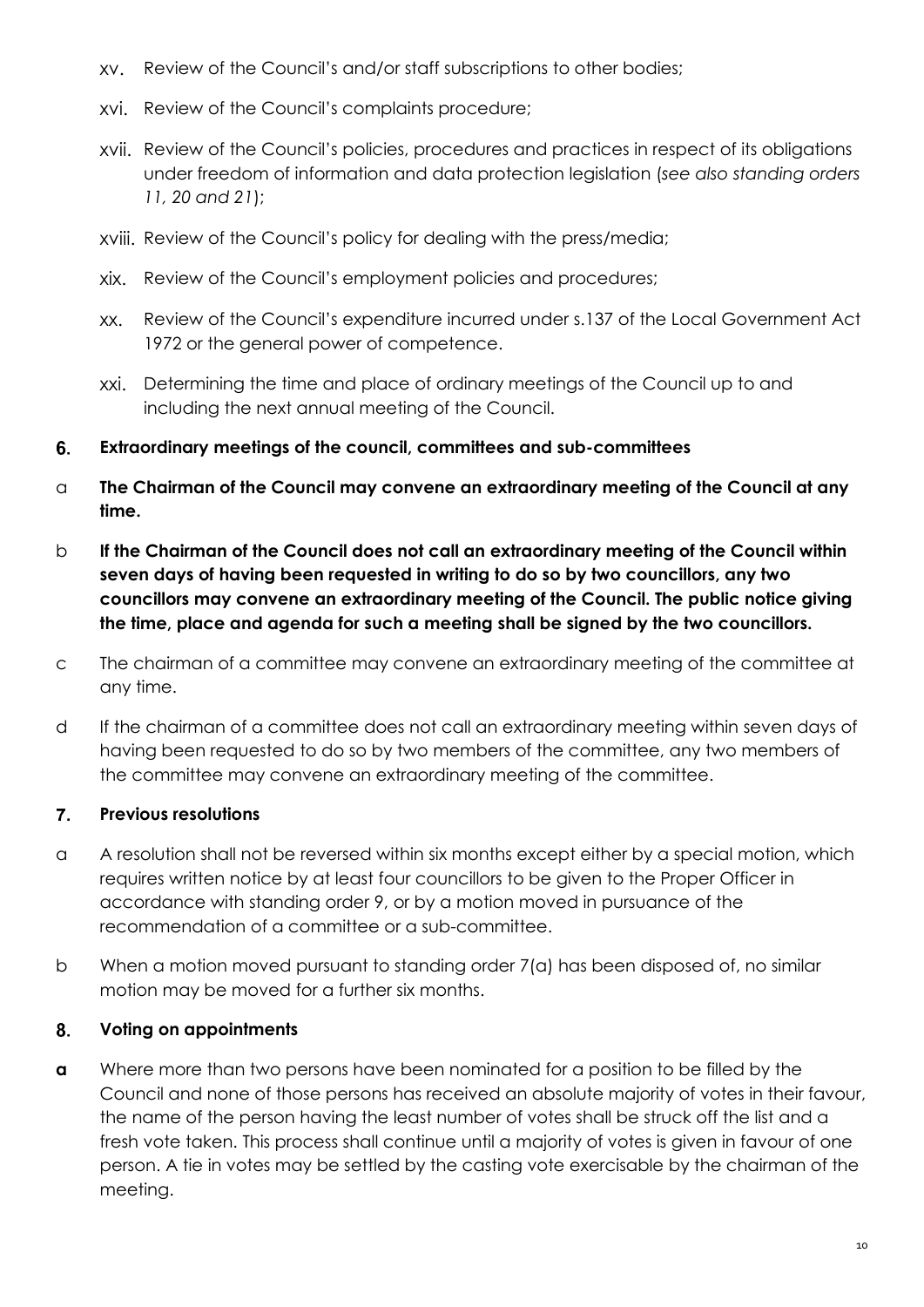xv. Review of the Council's and/or staff subscriptions to other bodies;

xvi. Review of the Council's complaints procedure;

xvii. Review of the Council's policies, procedures and practices in respect of its obligations under freedom of information and data protection legislation (*see also standing orders 11, 20 and 21*);

xviii. Review of the Council's policy for dealing with the press/media;

xix. Review of the Council's employment policies and procedures;

xx. Review of the Council's expenditure incurred under s.137 of the Local Government Act 1972 or the general power of competence.

xxi. Determining the time and place of ordinary meetings of the Council up to and including the next annual meeting of the Council.

## 6. Extraordinary meetings of the council, committees and sub-committees

a **The Chairman of the Council may convene an extraordinary meeting of the Council at any time.**

b **If the Chairman of the Council does not call an extraordinary meeting of the Council within seven days of having been requested in writing to do so by two councillors, any two councillors may convene an extraordinary meeting of the Council. The public notice giving the time, place and agenda for such a meeting shall be signed by the two councillors.**

c The chairman of a committee may convene an extraordinary meeting of the committee at any time.

d If the chairman of a committee does not call an extraordinary meeting within seven days of having been requested to do so by two members of the committee, any two members of the committee may convene an extraordinary meeting of the committee.

## 7. Previous resolutions

a A resolution shall not be reversed within six months except either by a special motion, which requires written notice by at least four councillors to be given to the Proper Officer in accordance with standing order 9, or by a motion moved in pursuance of the recommendation of a committee or a sub-committee.

b When a motion moved pursuant to standing order 7(a) has been disposed of, no similar motion may be moved for a further six months.

## 8. Voting on appointments

**a** Where more than two persons have been nominated for a position to be filled by the Council and none of those persons has received an absolute majority of votes in their favour, the name of the person having the least number of votes shall be struck off the list and a fresh vote taken. This process shall continue until a majority of votes is given in favour of one person. A tie in votes may be settled by the casting vote exercisable by the chairman of the meeting.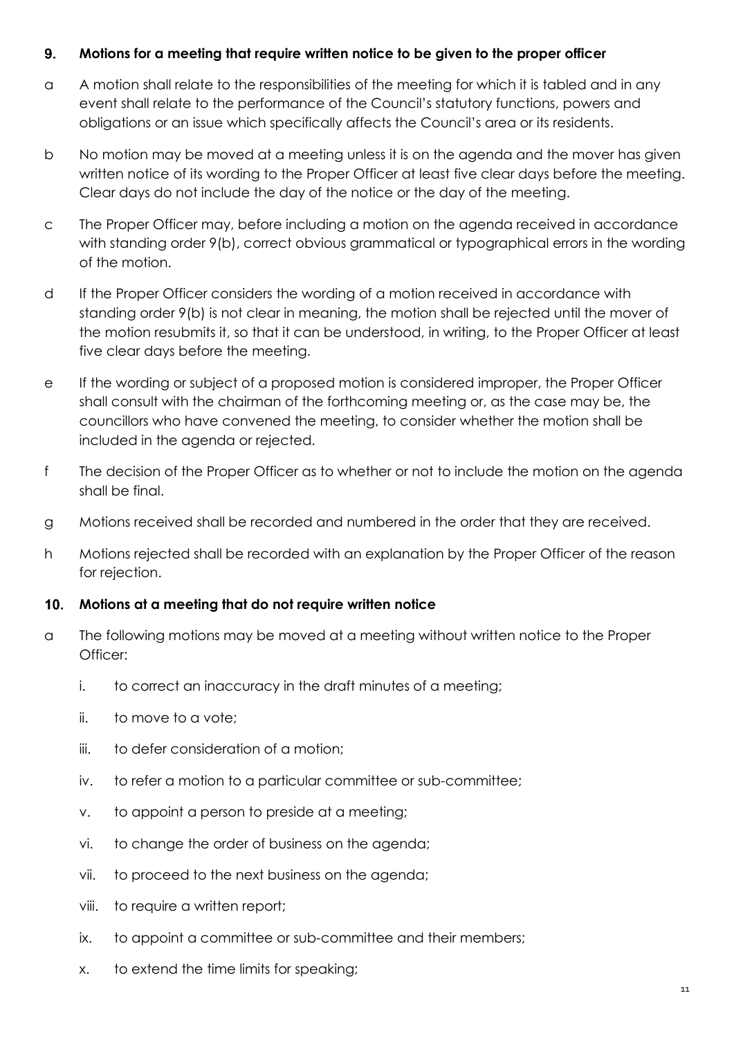## 9. Motions for a meeting that require written notice to be given to the proper officer

a A motion shall relate to the responsibilities of the meeting for which it is tabled and in any event shall relate to the performance of the Council's statutory functions, powers and obligations or an issue which specifically affects the Council's area or its residents.

b No motion may be moved at a meeting unless it is on the agenda and the mover has given written notice of its wording to the Proper Officer at least five clear days before the meeting. Clear days do not include the day of the notice or the day of the meeting.

c The Proper Officer may, before including a motion on the agenda received in accordance with standing order 9(b), correct obvious grammatical or typographical errors in the wording of the motion.

d If the Proper Officer considers the wording of a motion received in accordance with standing order 9(b) is not clear in meaning, the motion shall be rejected until the mover of the motion resubmits it, so that it can be understood, in writing, to the Proper Officer at least five clear days before the meeting.

e If the wording or subject of a proposed motion is considered improper, the Proper Officer shall consult with the chairman of the forthcoming meeting or, as the case may be, the councillors who have convened the meeting, to consider whether the motion shall be included in the agenda or rejected.

f The decision of the Proper Officer as to whether or not to include the motion on the agenda shall be final.

g Motions received shall be recorded and numbered in the order that they are received.

h Motions rejected shall be recorded with an explanation by the Proper Officer of the reason for rejection.

## 10. Motions at a meeting that do not require written notice

a The following motions may be moved at a meeting without written notice to the Proper Officer:

i. to correct an inaccuracy in the draft minutes of a meeting;

ii. to move to a vote;

iii. to defer consideration of a motion;

iv. to refer a motion to a particular committee or sub-committee;

v. to appoint a person to preside at a meeting;

vi. to change the order of business on the agenda;

vii. to proceed to the next business on the agenda;

viii. to require a written report;

ix. to appoint a committee or sub-committee and their members;

x. to extend the time limits for speaking;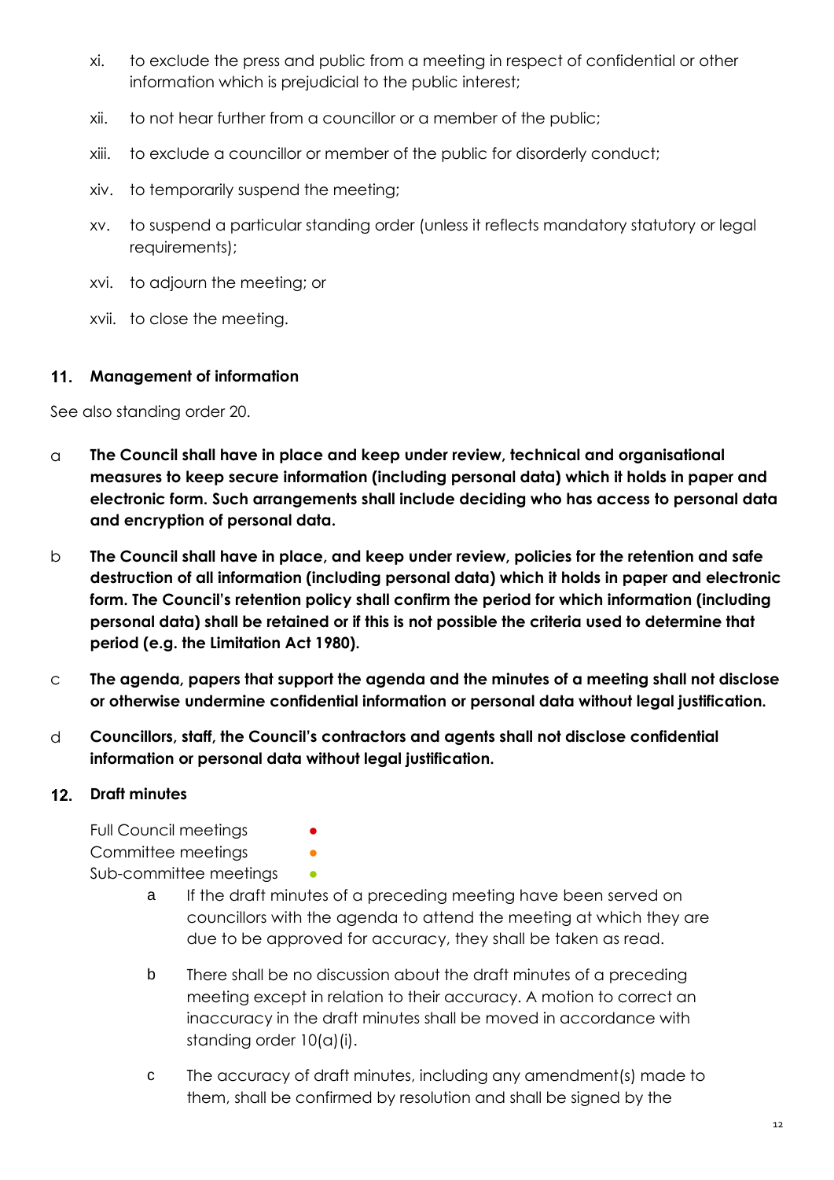xi. to exclude the press and public from a meeting in respect of confidential or other information which is prejudicial to the public interest;

xii. to not hear further from a councillor or a member of the public;

xiii. to exclude a councillor or member of the public for disorderly conduct;

xiv. to temporarily suspend the meeting;

xv. to suspend a particular standing order (unless it reflects mandatory statutory or legal requirements);

xvi. to adjourn the meeting; or

xvii. to close the meeting.

## 11. Management of information

See also standing order 20.

a **The Council shall have in place and keep under review, technical and organisational measures to keep secure information (including personal data) which it holds in paper and electronic form. Such arrangements shall include deciding who has access to personal data and encryption of personal data.**

b **The Council shall have in place, and keep under review, policies for the retention and safe destruction of all information (including personal data) which it holds in paper and electronic form. The Council's retention policy shall confirm the period for which information (including personal data) shall be retained or if this is not possible the criteria used to determine that period (e.g. the Limitation Act 1980).**

c **The agenda, papers that support the agenda and the minutes of a meeting shall not disclose or otherwise undermine confidential information or personal data without legal justification.**

d **Councillors, staff, the Council's contractors and agents shall not disclose confidential information or personal data without legal justification.**

## 12. Draft minutes

Full Council meetings ●
Committee meetings ●
Sub-committee meetings ●

a If the draft minutes of a preceding meeting have been served on councillors with the agenda to attend the meeting at which they are due to be approved for accuracy, they shall be taken as read.

b There shall be no discussion about the draft minutes of a preceding meeting except in relation to their accuracy. A motion to correct an inaccuracy in the draft minutes shall be moved in accordance with standing order 10(a)(i).

c The accuracy of draft minutes, including any amendment(s) made to them, shall be confirmed by resolution and shall be signed by the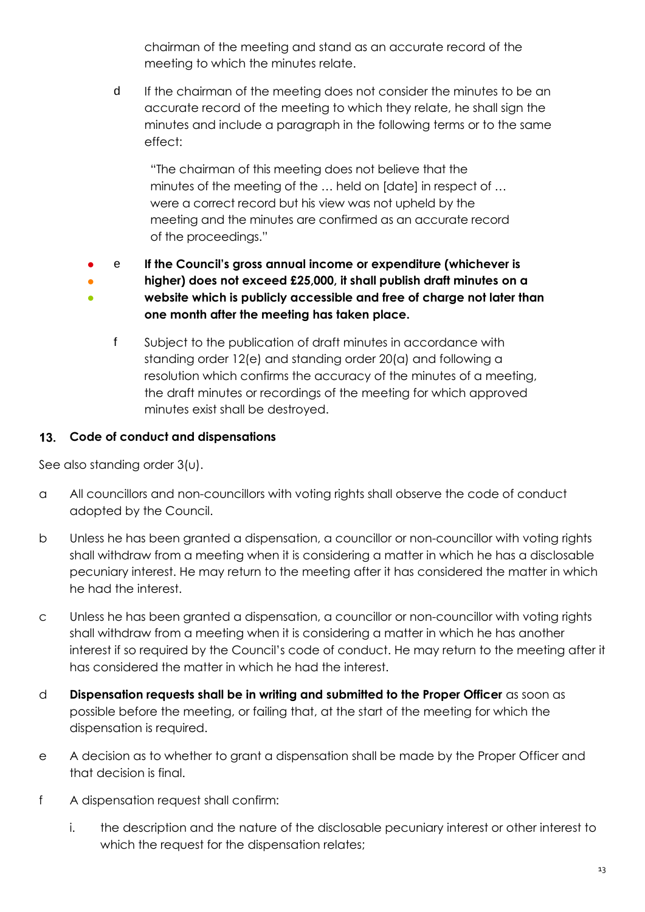chairman of the meeting and stand as an accurate record of the meeting to which the minutes relate.

d If the chairman of the meeting does not consider the minutes to be an accurate record of the meeting to which they relate, he shall sign the minutes and include a paragraph in the following terms or to the same effect:

> "The chairman of this meeting does not believe that the minutes of the meeting of the … held on [date] in respect of … were a correct record but his view was not upheld by the meeting and the minutes are confirmed as an accurate record of the proceedings."

e **If the Council's gross annual income or expenditure (whichever is higher) does not exceed £25,000, it shall publish draft minutes on a website which is publicly accessible and free of charge not later than one month after the meeting has taken place.**

f Subject to the publication of draft minutes in accordance with standing order 12(e) and standing order 20(a) and following a resolution which confirms the accuracy of the minutes of a meeting, the draft minutes or recordings of the meeting for which approved minutes exist shall be destroyed.

## 13. Code of conduct and dispensations

See also standing order 3(u).

a All councillors and non-councillors with voting rights shall observe the code of conduct adopted by the Council.

b Unless he has been granted a dispensation, a councillor or non-councillor with voting rights shall withdraw from a meeting when it is considering a matter in which he has a disclosable pecuniary interest. He may return to the meeting after it has considered the matter in which he had the interest.

c Unless he has been granted a dispensation, a councillor or non-councillor with voting rights shall withdraw from a meeting when it is considering a matter in which he has another interest if so required by the Council's code of conduct. He may return to the meeting after it has considered the matter in which he had the interest.

d **Dispensation requests shall be in writing and submitted to the Proper Officer** as soon as possible before the meeting, or failing that, at the start of the meeting for which the dispensation is required.

e A decision as to whether to grant a dispensation shall be made by the Proper Officer and that decision is final.

f A dispensation request shall confirm:

i. the description and the nature of the disclosable pecuniary interest or other interest to which the request for the dispensation relates;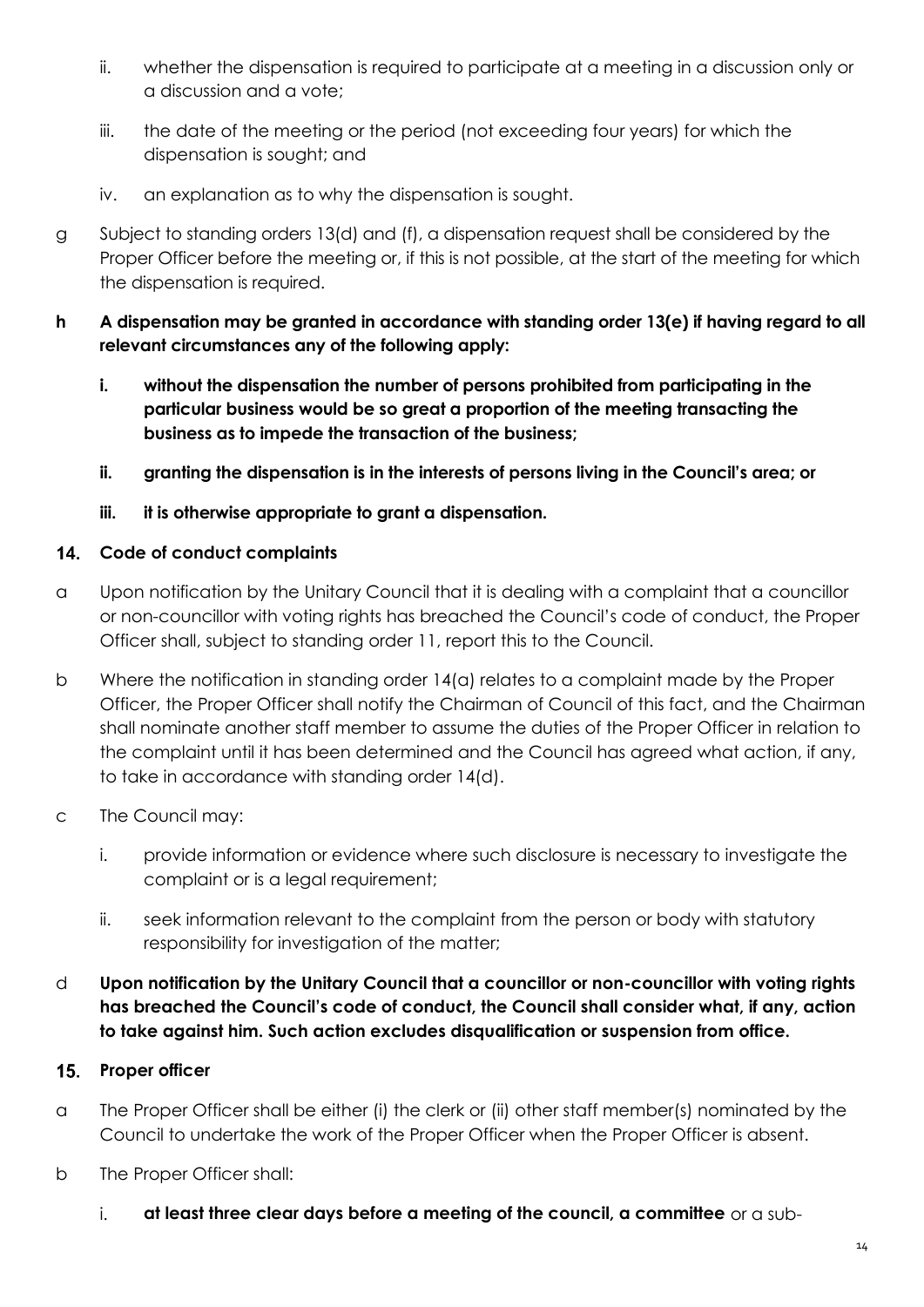ii. whether the dispensation is required to participate at a meeting in a discussion only or a discussion and a vote;

iii. the date of the meeting or the period (not exceeding four years) for which the dispensation is sought; and

iv. an explanation as to why the dispensation is sought.

g Subject to standing orders 13(d) and (f), a dispensation request shall be considered by the Proper Officer before the meeting or, if this is not possible, at the start of the meeting for which the dispensation is required.

**h A dispensation may be granted in accordance with standing order 13(e) if having regard to all relevant circumstances any of the following apply:**

**i. without the dispensation the number of persons prohibited from participating in the particular business would be so great a proportion of the meeting transacting the business as to impede the transaction of the business;**

**ii. granting the dispensation is in the interests of persons living in the Council's area; or**

**iii. it is otherwise appropriate to grant a dispensation.**

## 14. Code of conduct complaints

a Upon notification by the Unitary Council that it is dealing with a complaint that a councillor or non-councillor with voting rights has breached the Council's code of conduct, the Proper Officer shall, subject to standing order 11, report this to the Council.

b Where the notification in standing order 14(a) relates to a complaint made by the Proper Officer, the Proper Officer shall notify the Chairman of Council of this fact, and the Chairman shall nominate another staff member to assume the duties of the Proper Officer in relation to the complaint until it has been determined and the Council has agreed what action, if any, to take in accordance with standing order 14(d).

c The Council may:

i. provide information or evidence where such disclosure is necessary to investigate the complaint or is a legal requirement;

ii. seek information relevant to the complaint from the person or body with statutory responsibility for investigation of the matter;

d **Upon notification by the Unitary Council that a councillor or non-councillor with voting rights has breached the Council's code of conduct, the Council shall consider what, if any, action to take against him. Such action excludes disqualification or suspension from office.**

## 15. Proper officer

a The Proper Officer shall be either (i) the clerk or (ii) other staff member(s) nominated by the Council to undertake the work of the Proper Officer when the Proper Officer is absent.

b The Proper Officer shall:

i. **at least three clear days before a meeting of the council, a committee** or a sub-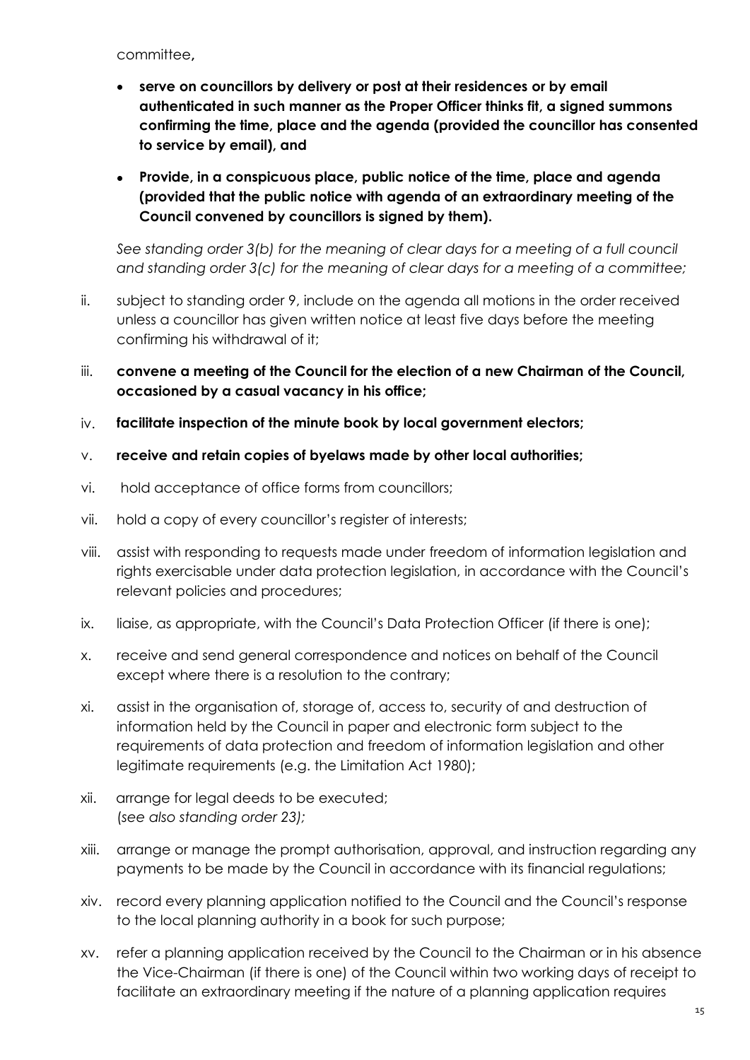committee**,**

- **serve on councillors by delivery or post at their residences or by email authenticated in such manner as the Proper Officer thinks fit, a signed summons confirming the time, place and the agenda (provided the councillor has consented to service by email), and**
- **Provide, in a conspicuous place, public notice of the time, place and agenda (provided that the public notice with agenda of an extraordinary meeting of the Council convened by councillors is signed by them).**

*See standing order 3(b) for the meaning of clear days for a meeting of a full council and standing order 3(c) for the meaning of clear days for a meeting of a committee;*

ii. subject to standing order 9, include on the agenda all motions in the order received unless a councillor has given written notice at least five days before the meeting confirming his withdrawal of it;

iii. **convene a meeting of the Council for the election of a new Chairman of the Council, occasioned by a casual vacancy in his office;**

iv. **facilitate inspection of the minute book by local government electors;**

v. **receive and retain copies of byelaws made by other local authorities;**

vi. hold acceptance of office forms from councillors;

vii. hold a copy of every councillor's register of interests;

viii. assist with responding to requests made under freedom of information legislation and rights exercisable under data protection legislation, in accordance with the Council's relevant policies and procedures;

ix. liaise, as appropriate, with the Council's Data Protection Officer (if there is one);

x. receive and send general correspondence and notices on behalf of the Council except where there is a resolution to the contrary;

xi. assist in the organisation of, storage of, access to, security of and destruction of information held by the Council in paper and electronic form subject to the requirements of data protection and freedom of information legislation and other legitimate requirements (e.g. the Limitation Act 1980);

xii. arrange for legal deeds to be executed;
*(see also standing order 23);*

xiii. arrange or manage the prompt authorisation, approval, and instruction regarding any payments to be made by the Council in accordance with its financial regulations;

xiv. record every planning application notified to the Council and the Council's response to the local planning authority in a book for such purpose;

xv. refer a planning application received by the Council to the Chairman or in his absence the Vice-Chairman (if there is one) of the Council within two working days of receipt to facilitate an extraordinary meeting if the nature of a planning application requires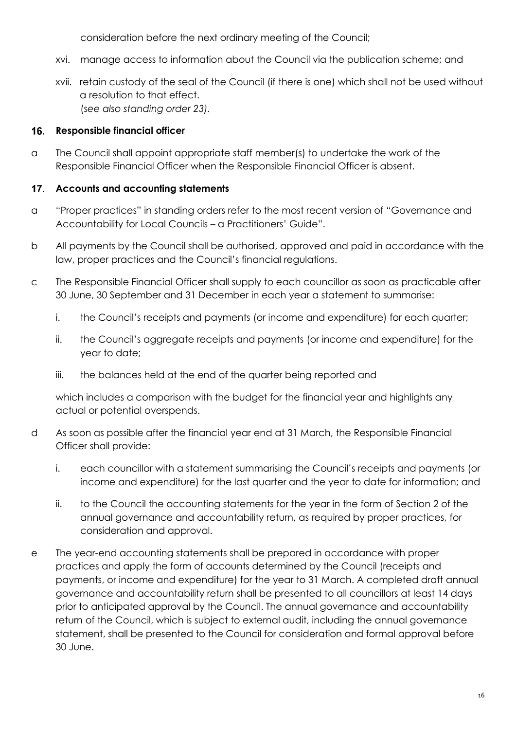consideration before the next ordinary meeting of the Council;

xvi. manage access to information about the Council via the publication scheme; and

xvii. retain custody of the seal of the Council (if there is one) which shall not be used without a resolution to that effect.
*(see also standing order 23).*

## 16. Responsible financial officer

a The Council shall appoint appropriate staff member(s) to undertake the work of the Responsible Financial Officer when the Responsible Financial Officer is absent.

## 17. Accounts and accounting statements

a "Proper practices" in standing orders refer to the most recent version of "Governance and Accountability for Local Councils – a Practitioners' Guide".

b All payments by the Council shall be authorised, approved and paid in accordance with the law, proper practices and the Council's financial regulations.

c The Responsible Financial Officer shall supply to each councillor as soon as practicable after 30 June, 30 September and 31 December in each year a statement to summarise:

i. the Council's receipts and payments (or income and expenditure) for each quarter;

ii. the Council's aggregate receipts and payments (or income and expenditure) for the year to date;

iii. the balances held at the end of the quarter being reported and

which includes a comparison with the budget for the financial year and highlights any actual or potential overspends.

d As soon as possible after the financial year end at 31 March, the Responsible Financial Officer shall provide:

i. each councillor with a statement summarising the Council's receipts and payments (or income and expenditure) for the last quarter and the year to date for information; and

ii. to the Council the accounting statements for the year in the form of Section 2 of the annual governance and accountability return, as required by proper practices, for consideration and approval.

e The year-end accounting statements shall be prepared in accordance with proper practices and apply the form of accounts determined by the Council (receipts and payments, or income and expenditure) for the year to 31 March. A completed draft annual governance and accountability return shall be presented to all councillors at least 14 days prior to anticipated approval by the Council. The annual governance and accountability return of the Council, which is subject to external audit, including the annual governance statement, shall be presented to the Council for consideration and formal approval before 30 June.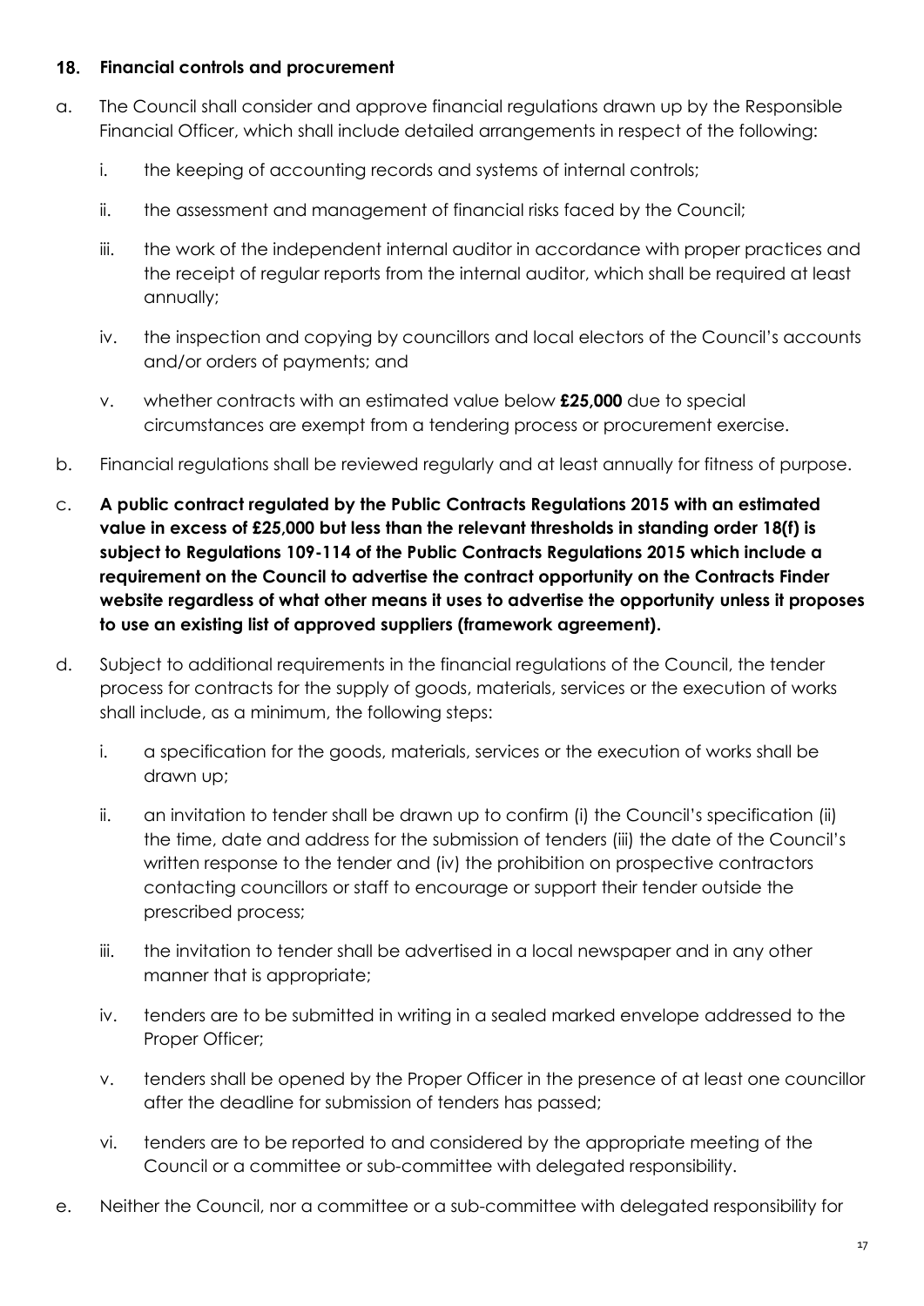## 18. Financial controls and procurement

a. The Council shall consider and approve financial regulations drawn up by the Responsible Financial Officer, which shall include detailed arrangements in respect of the following:

   i. the keeping of accounting records and systems of internal controls;

   ii. the assessment and management of financial risks faced by the Council;

   iii. the work of the independent internal auditor in accordance with proper practices and the receipt of regular reports from the internal auditor, which shall be required at least annually;

   iv. the inspection and copying by councillors and local electors of the Council's accounts and/or orders of payments; and

   v. whether contracts with an estimated value below **£25,000** due to special circumstances are exempt from a tendering process or procurement exercise.

b. Financial regulations shall be reviewed regularly and at least annually for fitness of purpose.

c. **A public contract regulated by the Public Contracts Regulations 2015 with an estimated value in excess of £25,000 but less than the relevant thresholds in standing order 18(f) is subject to Regulations 109-114 of the Public Contracts Regulations 2015 which include a requirement on the Council to advertise the contract opportunity on the Contracts Finder website regardless of what other means it uses to advertise the opportunity unless it proposes to use an existing list of approved suppliers (framework agreement).**

d. Subject to additional requirements in the financial regulations of the Council, the tender process for contracts for the supply of goods, materials, services or the execution of works shall include, as a minimum, the following steps:

   i. a specification for the goods, materials, services or the execution of works shall be drawn up;

   ii. an invitation to tender shall be drawn up to confirm (i) the Council's specification (ii) the time, date and address for the submission of tenders (iii) the date of the Council's written response to the tender and (iv) the prohibition on prospective contractors contacting councillors or staff to encourage or support their tender outside the prescribed process;

   iii. the invitation to tender shall be advertised in a local newspaper and in any other manner that is appropriate;

   iv. tenders are to be submitted in writing in a sealed marked envelope addressed to the Proper Officer;

   v. tenders shall be opened by the Proper Officer in the presence of at least one councillor after the deadline for submission of tenders has passed;

   vi. tenders are to be reported to and considered by the appropriate meeting of the Council or a committee or sub-committee with delegated responsibility.

e. Neither the Council, nor a committee or a sub-committee with delegated responsibility for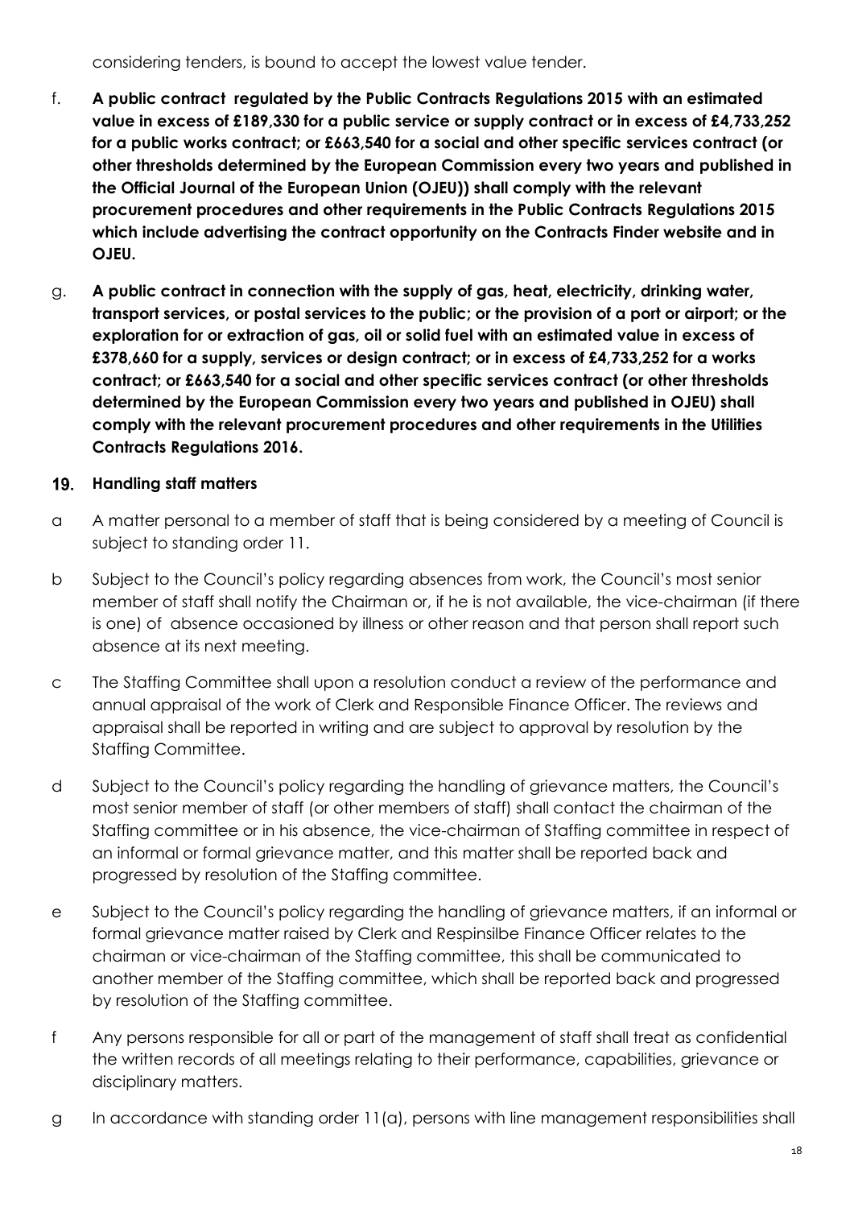considering tenders, is bound to accept the lowest value tender.

f. **A public contract regulated by the Public Contracts Regulations 2015 with an estimated value in excess of £189,330 for a public service or supply contract or in excess of £4,733,252 for a public works contract; or £663,540 for a social and other specific services contract (or other thresholds determined by the European Commission every two years and published in the Official Journal of the European Union (OJEU)) shall comply with the relevant procurement procedures and other requirements in the Public Contracts Regulations 2015 which include advertising the contract opportunity on the Contracts Finder website and in OJEU.**

g. **A public contract in connection with the supply of gas, heat, electricity, drinking water, transport services, or postal services to the public; or the provision of a port or airport; or the exploration for or extraction of gas, oil or solid fuel with an estimated value in excess of £378,660 for a supply, services or design contract; or in excess of £4,733,252 for a works contract; or £663,540 for a social and other specific services contract (or other thresholds determined by the European Commission every two years and published in OJEU) shall comply with the relevant procurement procedures and other requirements in the Utilities Contracts Regulations 2016.**

## 19. Handling staff matters

a A matter personal to a member of staff that is being considered by a meeting of Council is subject to standing order 11.

b Subject to the Council's policy regarding absences from work, the Council's most senior member of staff shall notify the Chairman or, if he is not available, the vice-chairman (if there is one) of absence occasioned by illness or other reason and that person shall report such absence at its next meeting.

c The Staffing Committee shall upon a resolution conduct a review of the performance and annual appraisal of the work of Clerk and Responsible Finance Officer. The reviews and appraisal shall be reported in writing and are subject to approval by resolution by the Staffing Committee.

d Subject to the Council's policy regarding the handling of grievance matters, the Council's most senior member of staff (or other members of staff) shall contact the chairman of the Staffing committee or in his absence, the vice-chairman of Staffing committee in respect of an informal or formal grievance matter, and this matter shall be reported back and progressed by resolution of the Staffing committee.

e Subject to the Council's policy regarding the handling of grievance matters, if an informal or formal grievance matter raised by Clerk and Respinsilbe Finance Officer relates to the chairman or vice-chairman of the Staffing committee, this shall be communicated to another member of the Staffing committee, which shall be reported back and progressed by resolution of the Staffing committee.

f Any persons responsible for all or part of the management of staff shall treat as confidential the written records of all meetings relating to their performance, capabilities, grievance or disciplinary matters.

g In accordance with standing order 11(a), persons with line management responsibilities shall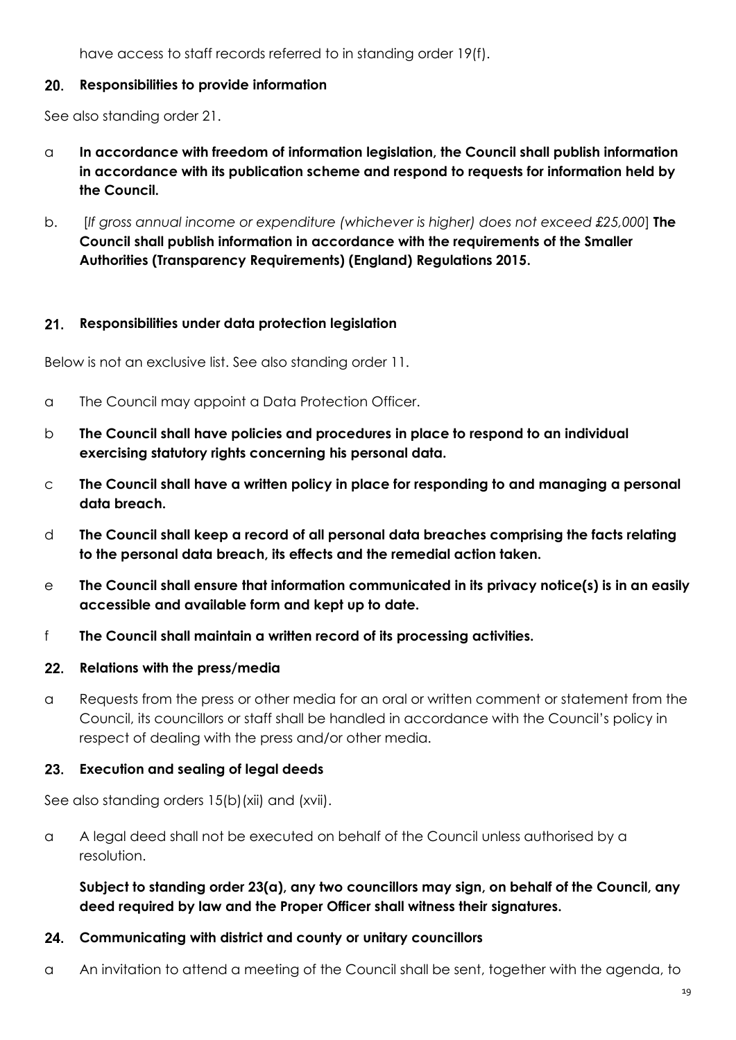have access to staff records referred to in standing order 19(f).

## 20. Responsibilities to provide information

See also standing order 21.

a **In accordance with freedom of information legislation, the Council shall publish information in accordance with its publication scheme and respond to requests for information held by the Council.**

b. [*If gross annual income or expenditure (whichever is higher) does not exceed £25,000*] **The Council shall publish information in accordance with the requirements of the Smaller Authorities (Transparency Requirements) (England) Regulations 2015.**

## 21. Responsibilities under data protection legislation

Below is not an exclusive list. See also standing order 11.

a The Council may appoint a Data Protection Officer.

b **The Council shall have policies and procedures in place to respond to an individual exercising statutory rights concerning his personal data.**

c **The Council shall have a written policy in place for responding to and managing a personal data breach.**

d **The Council shall keep a record of all personal data breaches comprising the facts relating to the personal data breach, its effects and the remedial action taken.**

e **The Council shall ensure that information communicated in its privacy notice(s) is in an easily accessible and available form and kept up to date.**

f **The Council shall maintain a written record of its processing activities.**

## 22. Relations with the press/media

a Requests from the press or other media for an oral or written comment or statement from the Council, its councillors or staff shall be handled in accordance with the Council's policy in respect of dealing with the press and/or other media.

## 23. Execution and sealing of legal deeds

See also standing orders 15(b)(xii) and (xvii).

a A legal deed shall not be executed on behalf of the Council unless authorised by a resolution.

**Subject to standing order 23(a), any two councillors may sign, on behalf of the Council, any deed required by law and the Proper Officer shall witness their signatures.**

## 24. Communicating with district and county or unitary councillors

a An invitation to attend a meeting of the Council shall be sent, together with the agenda, to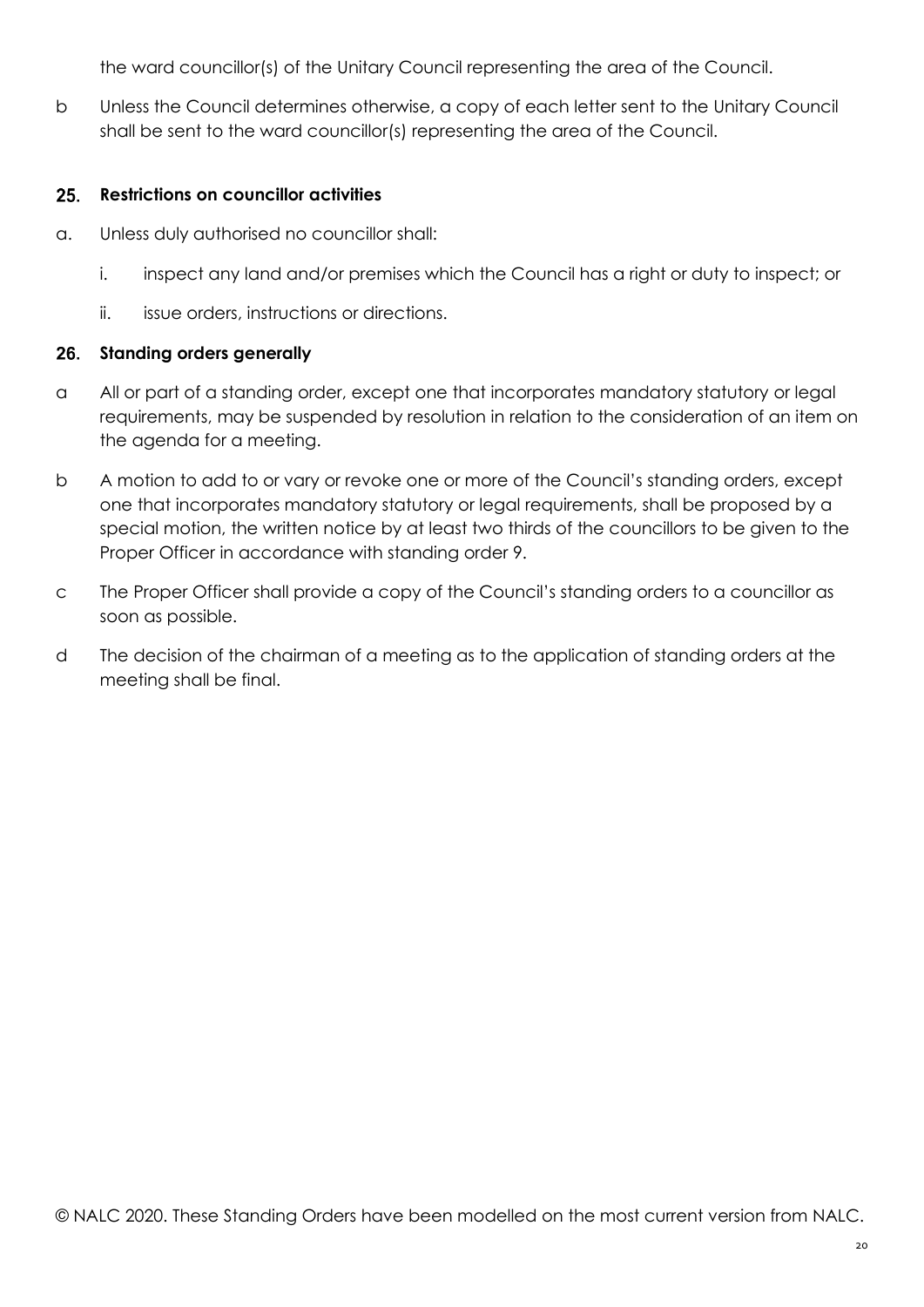the ward councillor(s) of the Unitary Council representing the area of the Council.

b Unless the Council determines otherwise, a copy of each letter sent to the Unitary Council shall be sent to the ward councillor(s) representing the area of the Council.

## 25. Restrictions on councillor activities

a. Unless duly authorised no councillor shall:

  i. inspect any land and/or premises which the Council has a right or duty to inspect; or

  ii. issue orders, instructions or directions.

## 26. Standing orders generally

a All or part of a standing order, except one that incorporates mandatory statutory or legal requirements, may be suspended by resolution in relation to the consideration of an item on the agenda for a meeting.

b A motion to add to or vary or revoke one or more of the Council's standing orders, except one that incorporates mandatory statutory or legal requirements, shall be proposed by a special motion, the written notice by at least two thirds of the councillors to be given to the Proper Officer in accordance with standing order 9.

c The Proper Officer shall provide a copy of the Council's standing orders to a councillor as soon as possible.

d The decision of the chairman of a meeting as to the application of standing orders at the meeting shall be final.

© NALC 2020. These Standing Orders have been modelled on the most current version from NALC.